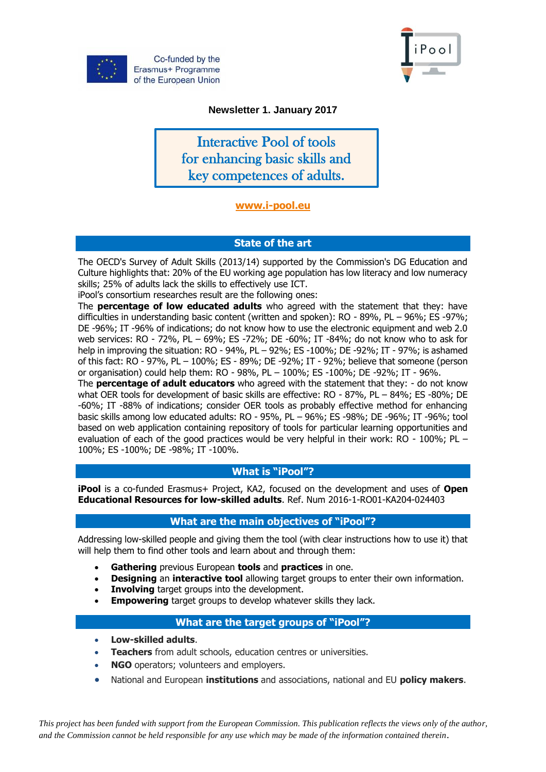Co-funded by the Erasmus+ Programme of the European Union

iPool

**Newsletter 1. January 2017**

# Interactive Pool of tools for enhancing basic skills and key competences of adults.

**www.i-pool.eu**

## State of the art

The OECD's Survey of Adult Skills (2013/14) supported by the Commission's DG Education and Culture highlights that: 20% of the EU working age population has low literacy and low numeracy skills; 25% of adults lack the skills to effectively use ICT.
iPool's consortium researches result are the following ones:
The **percentage of low educated adults** who agreed with the statement that they: have difficulties in understanding basic content (written and spoken): RO - 89%, PL – 96%; ES -97%; DE -96%; IT -96% of indications; do not know how to use the electronic equipment and web 2.0 web services: RO - 72%, PL – 69%; ES -72%; DE -60%; IT -84%; do not know who to ask for help in improving the situation: RO - 94%, PL – 92%; ES -100%; DE -92%; IT - 97%; is ashamed of this fact: RO - 97%, PL – 100%; ES - 89%; DE -92%; IT - 92%; believe that someone (person or organisation) could help them: RO - 98%, PL – 100%; ES -100%; DE -92%; IT - 96%.
The **percentage of adult educators** who agreed with the statement that they: - do not know what OER tools for development of basic skills are effective: RO - 87%, PL – 84%; ES -80%; DE -60%; IT -88% of indications; consider OER tools as probably effective method for enhancing basic skills among low educated adults: RO - 95%, PL – 96%; ES -98%; DE -96%; IT -96%; tool based on web application containing repository of tools for particular learning opportunities and evaluation of each of the good practices would be very helpful in their work: RO - 100%; PL – 100%; ES -100%; DE -98%; IT -100%.

## What is "iPool"?

**iPool** is a co-funded Erasmus+ Project, KA2, focused on the development and uses of **Open Educational Resources for low-skilled adults**. Ref. Num 2016-1-RO01-KA204-024403

## What are the main objectives of "iPool"?

Addressing low-skilled people and giving them the tool (with clear instructions how to use it) that will help them to find other tools and learn about and through them:

- **Gathering** previous European **tools** and **practices** in one.
- **Designing** an **interactive tool** allowing target groups to enter their own information.
- **Involving** target groups into the development.
- **Empowering** target groups to develop whatever skills they lack.

## What are the target groups of "iPool"?

- **Low-skilled adults**.
- **Teachers** from adult schools, education centres or universities.
- **NGO** operators; volunteers and employers.
- National and European **institutions** and associations, national and EU **policy makers**.

*This project has been funded with support from the European Commission. This publication reflects the views only of the author, and the Commission cannot be held responsible for any use which may be made of the information contained therein.*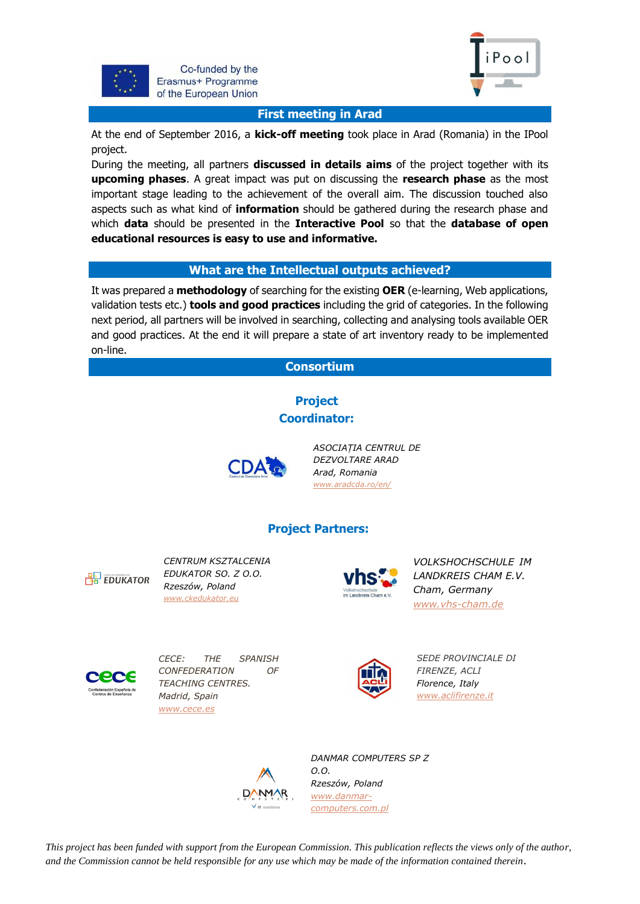Co-funded by the Erasmus+ Programme of the European Union

## First meeting in Arad

At the end of September 2016, a **kick-off meeting** took place in Arad (Romania) in the IPool project.

During the meeting, all partners **discussed in details aims** of the project together with its **upcoming phases**. A great impact was put on discussing the **research phase** as the most important stage leading to the achievement of the overall aim. The discussion touched also aspects such as what kind of **information** should be gathered during the research phase and which **data** should be presented in the **Interactive Pool** so that the **database of open educational resources is easy to use and informative.**

## What are the Intellectual outputs achieved?

It was prepared a **methodology** of searching for the existing **OER** (e-learning, Web applications, validation tests etc.) **tools and good practices** including the grid of categories. In the following next period, all partners will be involved in searching, collecting and analysing tools available OER and good practices. At the end it will prepare a state of art inventory ready to be implemented on-line.

## Consortium

### Project Coordinator:

*ASOCIAȚIA CENTRUL DE DEZVOLTARE ARAD*
*Arad, Romania*
*www.aradcda.ro/en/*

### Project Partners:

*CENTRUM KSZTALCENIA EDUKATOR SO. Z O.O.*
*Rzeszów, Poland*
*www.ckedukator.eu*

*VOLKSHOCHSCHULE IM LANDKREIS CHAM E.V.*
*Cham, Germany*
*www.vhs-cham.de*

*CECE: THE SPANISH CONFEDERATION OF TEACHING CENTRES.*
*Madrid, Spain*
*www.cece.es*

*SEDE PROVINCIALE DI FIRENZE, ACLI*
*Florence, Italy*
*www.aclifirenze.it*

*DANMAR COMPUTERS SP Z O.O.*
*Rzeszów, Poland*
*www.danmar-computers.com.pl*

*This project has been funded with support from the European Commission. This publication reflects the views only of the author, and the Commission cannot be held responsible for any use which may be made of the information contained therein.*